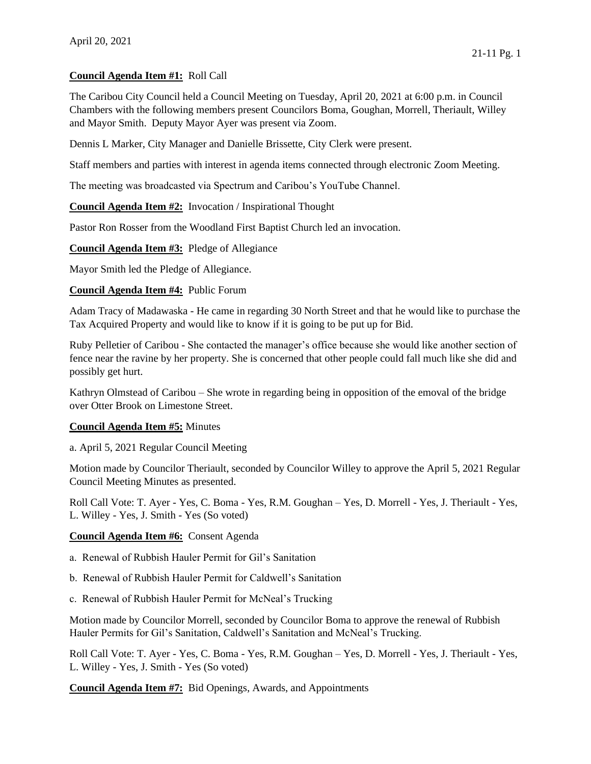April 20, 2021

**Council Agenda Item #1:** Roll Call

The Caribou City Council held a Council Meeting on Tuesday, April 20, 2021 at 6:00 p.m. in Council Chambers with the following members present Councilors Boma, Goughan, Morrell, Theriault, Willey and Mayor Smith. Deputy Mayor Ayer was present via Zoom.

Dennis L Marker, City Manager and Danielle Brissette, City Clerk were present.

Staff members and parties with interest in agenda items connected through electronic Zoom Meeting.

The meeting was broadcasted via Spectrum and Caribou's YouTube Channel.

**Council Agenda Item #2:** Invocation / Inspirational Thought

Pastor Ron Rosser from the Woodland First Baptist Church led an invocation.

**Council Agenda Item #3:** Pledge of Allegiance

Mayor Smith led the Pledge of Allegiance.

**Council Agenda Item #4:** Public Forum

Adam Tracy of Madawaska - He came in regarding 30 North Street and that he would like to purchase the Tax Acquired Property and would like to know if it is going to be put up for Bid.

Ruby Pelletier of Caribou - She contacted the manager's office because she would like another section of fence near the ravine by her property. She is concerned that other people could fall much like she did and possibly get hurt.

Kathryn Olmstead of Caribou – She wrote in regarding being in opposition of the emoval of the bridge over Otter Brook on Limestone Street.

**Council Agenda Item #5:** Minutes

a. April 5, 2021 Regular Council Meeting

Motion made by Councilor Theriault, seconded by Councilor Willey to approve the April 5, 2021 Regular Council Meeting Minutes as presented.

Roll Call Vote: T. Ayer - Yes, C. Boma - Yes, R.M. Goughan – Yes, D. Morrell - Yes, J. Theriault - Yes, L. Willey - Yes, J. Smith - Yes (So voted)

**Council Agenda Item #6:** Consent Agenda

a. Renewal of Rubbish Hauler Permit for Gil's Sanitation

b. Renewal of Rubbish Hauler Permit for Caldwell's Sanitation

c. Renewal of Rubbish Hauler Permit for McNeal's Trucking

Motion made by Councilor Morrell, seconded by Councilor Boma to approve the renewal of Rubbish Hauler Permits for Gil's Sanitation, Caldwell's Sanitation and McNeal's Trucking.

Roll Call Vote: T. Ayer - Yes, C. Boma - Yes, R.M. Goughan – Yes, D. Morrell - Yes, J. Theriault - Yes, L. Willey - Yes, J. Smith - Yes (So voted)

**Council Agenda Item #7:** Bid Openings, Awards, and Appointments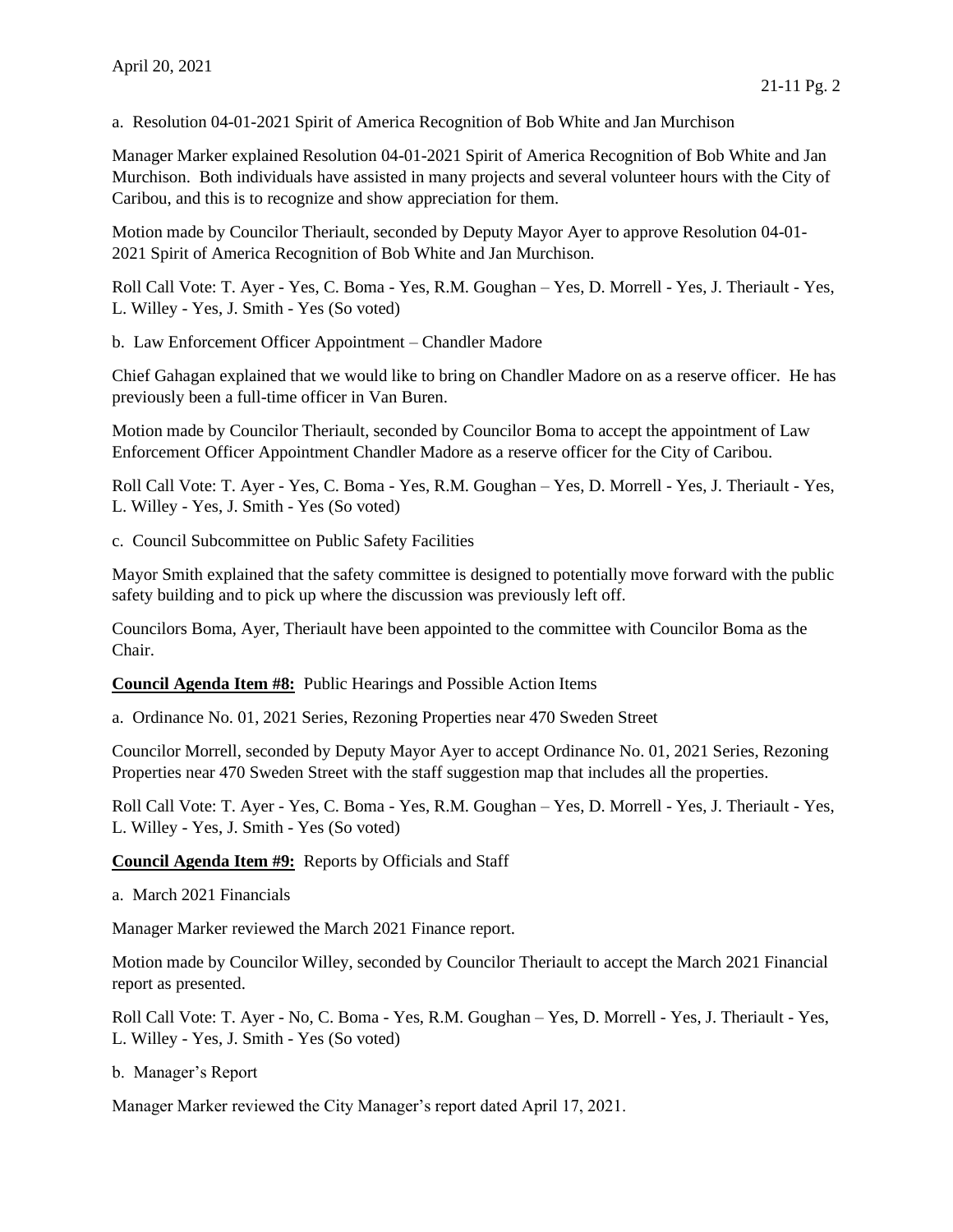a. Resolution 04-01-2021 Spirit of America Recognition of Bob White and Jan Murchison

Manager Marker explained Resolution 04-01-2021 Spirit of America Recognition of Bob White and Jan Murchison. Both individuals have assisted in many projects and several volunteer hours with the City of Caribou, and this is to recognize and show appreciation for them.

Motion made by Councilor Theriault, seconded by Deputy Mayor Ayer to approve Resolution 04-01-2021 Spirit of America Recognition of Bob White and Jan Murchison.

Roll Call Vote: T. Ayer - Yes, C. Boma - Yes, R.M. Goughan – Yes, D. Morrell - Yes, J. Theriault - Yes, L. Willey - Yes, J. Smith - Yes (So voted)

b. Law Enforcement Officer Appointment – Chandler Madore

Chief Gahagan explained that we would like to bring on Chandler Madore on as a reserve officer. He has previously been a full-time officer in Van Buren.

Motion made by Councilor Theriault, seconded by Councilor Boma to accept the appointment of Law Enforcement Officer Appointment Chandler Madore as a reserve officer for the City of Caribou.

Roll Call Vote: T. Ayer - Yes, C. Boma - Yes, R.M. Goughan – Yes, D. Morrell - Yes, J. Theriault - Yes, L. Willey - Yes, J. Smith - Yes (So voted)

c. Council Subcommittee on Public Safety Facilities

Mayor Smith explained that the safety committee is designed to potentially move forward with the public safety building and to pick up where the discussion was previously left off.

Councilors Boma, Ayer, Theriault have been appointed to the committee with Councilor Boma as the Chair.

**Council Agenda Item #8:** Public Hearings and Possible Action Items

a. Ordinance No. 01, 2021 Series, Rezoning Properties near 470 Sweden Street

Councilor Morrell, seconded by Deputy Mayor Ayer to accept Ordinance No. 01, 2021 Series, Rezoning Properties near 470 Sweden Street with the staff suggestion map that includes all the properties.

Roll Call Vote: T. Ayer - Yes, C. Boma - Yes, R.M. Goughan – Yes, D. Morrell - Yes, J. Theriault - Yes, L. Willey - Yes, J. Smith - Yes (So voted)

**Council Agenda Item #9:** Reports by Officials and Staff

a. March 2021 Financials

Manager Marker reviewed the March 2021 Finance report.

Motion made by Councilor Willey, seconded by Councilor Theriault to accept the March 2021 Financial report as presented.

Roll Call Vote: T. Ayer - No, C. Boma - Yes, R.M. Goughan – Yes, D. Morrell - Yes, J. Theriault - Yes, L. Willey - Yes, J. Smith - Yes (So voted)

b. Manager's Report

Manager Marker reviewed the City Manager's report dated April 17, 2021.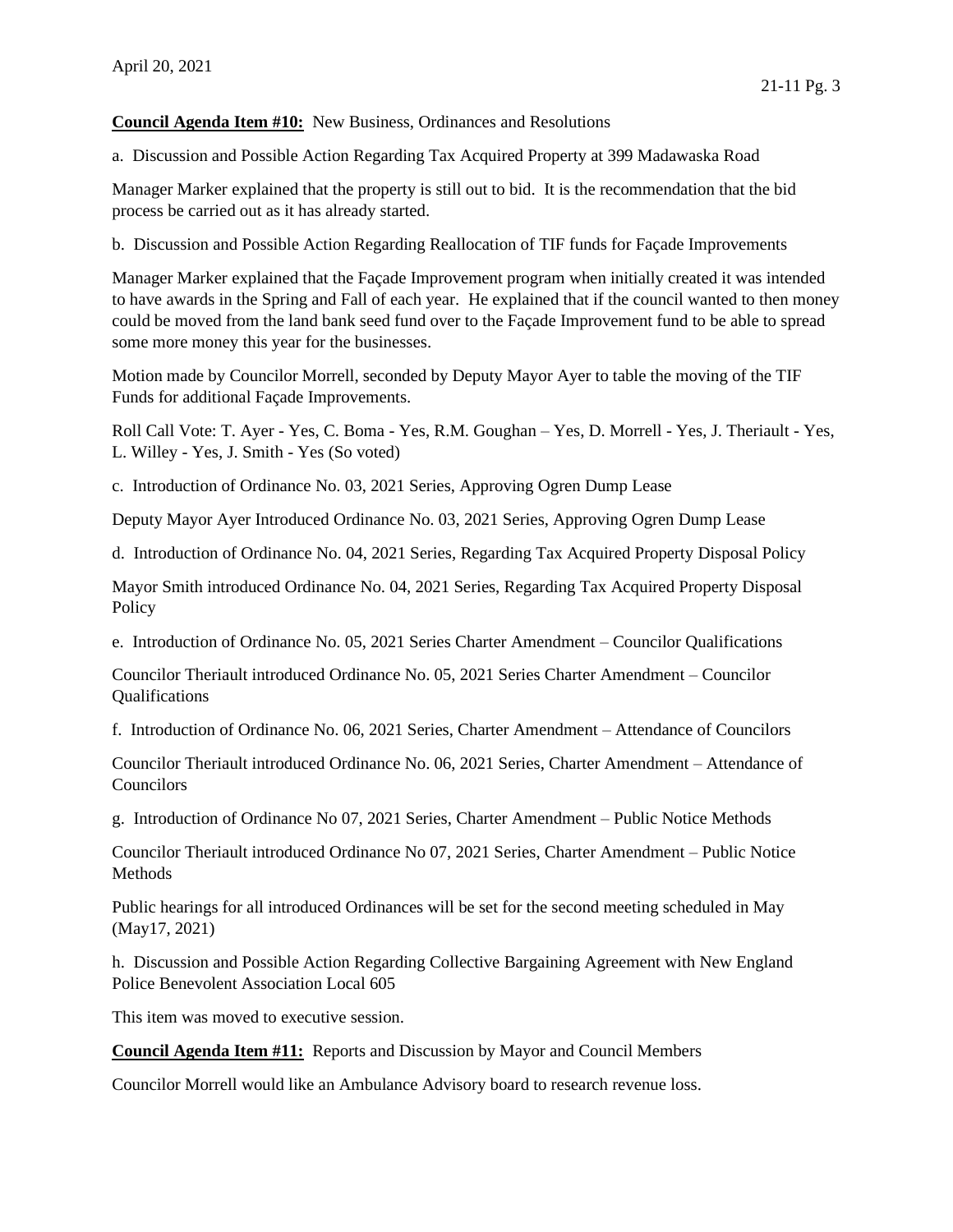**Council Agenda Item #10:** New Business, Ordinances and Resolutions

a. Discussion and Possible Action Regarding Tax Acquired Property at 399 Madawaska Road

Manager Marker explained that the property is still out to bid. It is the recommendation that the bid process be carried out as it has already started.

b. Discussion and Possible Action Regarding Reallocation of TIF funds for Façade Improvements

Manager Marker explained that the Façade Improvement program when initially created it was intended to have awards in the Spring and Fall of each year. He explained that if the council wanted to then money could be moved from the land bank seed fund over to the Façade Improvement fund to be able to spread some more money this year for the businesses.

Motion made by Councilor Morrell, seconded by Deputy Mayor Ayer to table the moving of the TIF Funds for additional Façade Improvements.

Roll Call Vote: T. Ayer - Yes, C. Boma - Yes, R.M. Goughan – Yes, D. Morrell - Yes, J. Theriault - Yes, L. Willey - Yes, J. Smith - Yes (So voted)

c. Introduction of Ordinance No. 03, 2021 Series, Approving Ogren Dump Lease

Deputy Mayor Ayer Introduced Ordinance No. 03, 2021 Series, Approving Ogren Dump Lease

d. Introduction of Ordinance No. 04, 2021 Series, Regarding Tax Acquired Property Disposal Policy

Mayor Smith introduced Ordinance No. 04, 2021 Series, Regarding Tax Acquired Property Disposal Policy

e. Introduction of Ordinance No. 05, 2021 Series Charter Amendment – Councilor Qualifications

Councilor Theriault introduced Ordinance No. 05, 2021 Series Charter Amendment – Councilor Qualifications

f. Introduction of Ordinance No. 06, 2021 Series, Charter Amendment – Attendance of Councilors

Councilor Theriault introduced Ordinance No. 06, 2021 Series, Charter Amendment – Attendance of Councilors

g. Introduction of Ordinance No 07, 2021 Series, Charter Amendment – Public Notice Methods

Councilor Theriault introduced Ordinance No 07, 2021 Series, Charter Amendment – Public Notice Methods

Public hearings for all introduced Ordinances will be set for the second meeting scheduled in May (May17, 2021)

h. Discussion and Possible Action Regarding Collective Bargaining Agreement with New England Police Benevolent Association Local 605

This item was moved to executive session.

**Council Agenda Item #11:** Reports and Discussion by Mayor and Council Members

Councilor Morrell would like an Ambulance Advisory board to research revenue loss.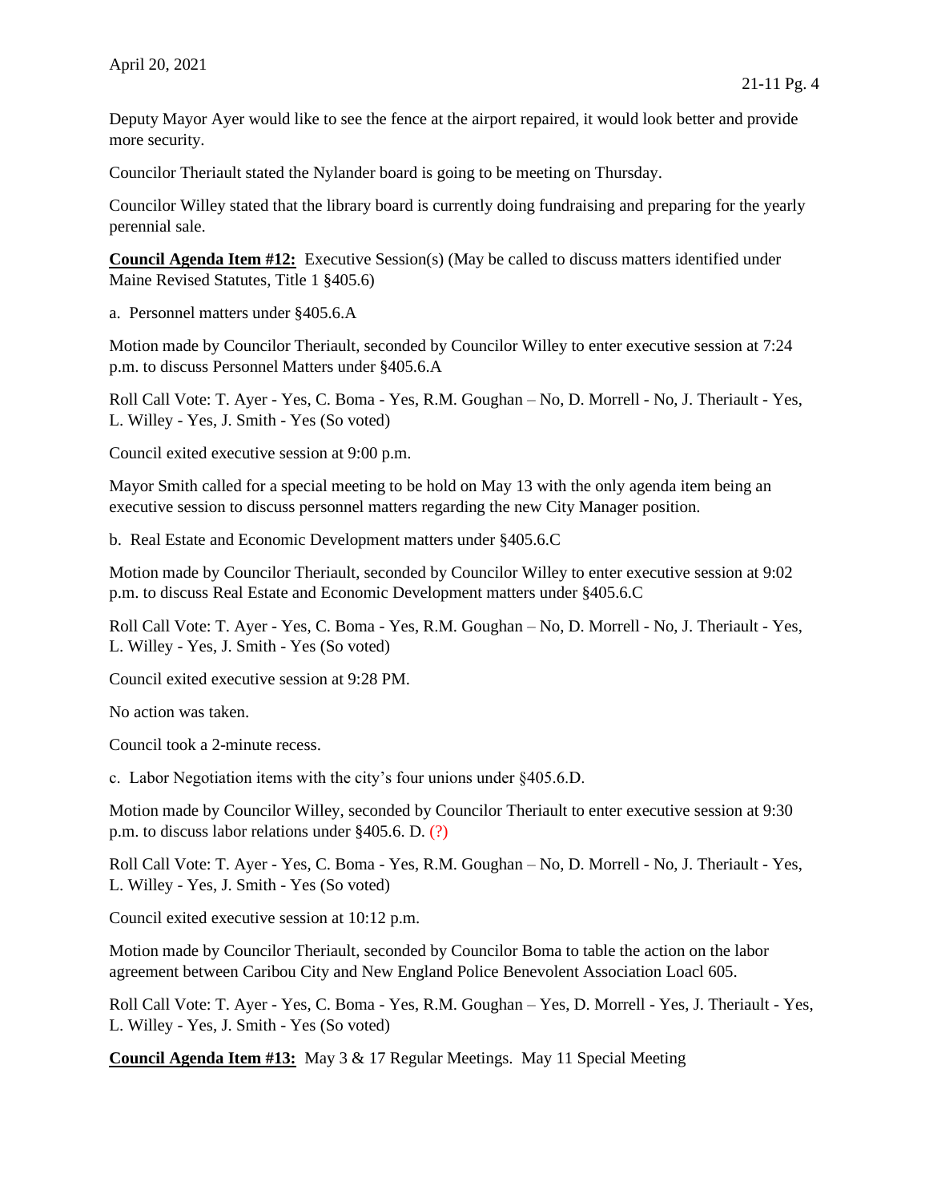Deputy Mayor Ayer would like to see the fence at the airport repaired, it would look better and provide more security.

Councilor Theriault stated the Nylander board is going to be meeting on Thursday.

Councilor Willey stated that the library board is currently doing fundraising and preparing for the yearly perennial sale.

**Council Agenda Item #12:** Executive Session(s) (May be called to discuss matters identified under Maine Revised Statutes, Title 1 §405.6)

a. Personnel matters under §405.6.A

Motion made by Councilor Theriault, seconded by Councilor Willey to enter executive session at 7:24 p.m. to discuss Personnel Matters under §405.6.A

Roll Call Vote: T. Ayer - Yes, C. Boma - Yes, R.M. Goughan – No, D. Morrell - No, J. Theriault - Yes, L. Willey - Yes, J. Smith - Yes (So voted)

Council exited executive session at 9:00 p.m.

Mayor Smith called for a special meeting to be hold on May 13 with the only agenda item being an executive session to discuss personnel matters regarding the new City Manager position.

b. Real Estate and Economic Development matters under §405.6.C

Motion made by Councilor Theriault, seconded by Councilor Willey to enter executive session at 9:02 p.m. to discuss Real Estate and Economic Development matters under §405.6.C

Roll Call Vote: T. Ayer - Yes, C. Boma - Yes, R.M. Goughan – No, D. Morrell - No, J. Theriault - Yes, L. Willey - Yes, J. Smith - Yes (So voted)

Council exited executive session at 9:28 PM.

No action was taken.

Council took a 2-minute recess.

c. Labor Negotiation items with the city's four unions under §405.6.D.

Motion made by Councilor Willey, seconded by Councilor Theriault to enter executive session at 9:30 p.m. to discuss labor relations under §405.6. D. (?)

Roll Call Vote: T. Ayer - Yes, C. Boma - Yes, R.M. Goughan – No, D. Morrell - No, J. Theriault - Yes, L. Willey - Yes, J. Smith - Yes (So voted)

Council exited executive session at 10:12 p.m.

Motion made by Councilor Theriault, seconded by Councilor Boma to table the action on the labor agreement between Caribou City and New England Police Benevolent Association Loacl 605.

Roll Call Vote: T. Ayer - Yes, C. Boma - Yes, R.M. Goughan – Yes, D. Morrell - Yes, J. Theriault - Yes, L. Willey - Yes, J. Smith - Yes (So voted)

**Council Agenda Item #13:** May 3 & 17 Regular Meetings. May 11 Special Meeting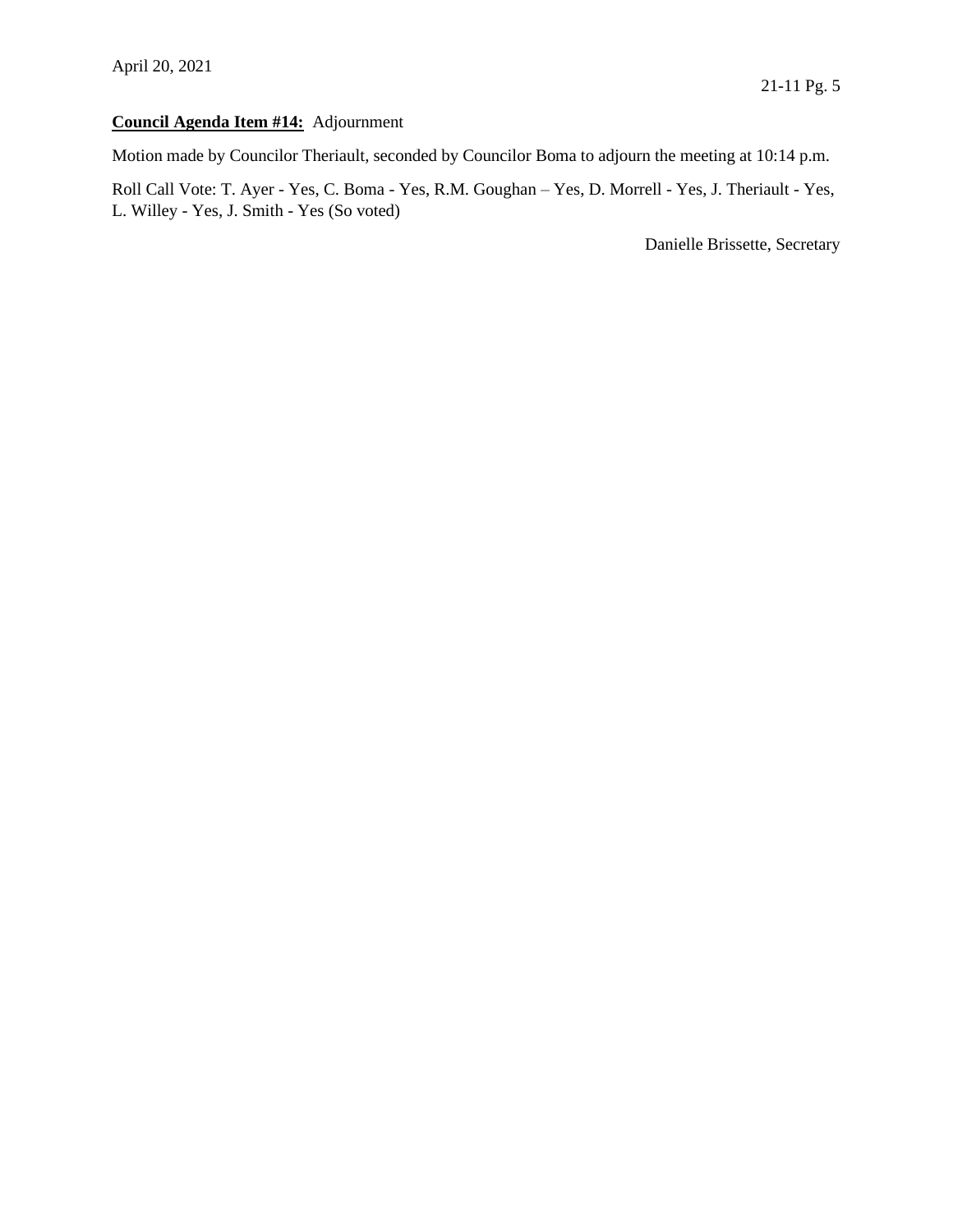**Council Agenda Item #14:** Adjournment

Motion made by Councilor Theriault, seconded by Councilor Boma to adjourn the meeting at 10:14 p.m.

Roll Call Vote: T. Ayer - Yes, C. Boma - Yes, R.M. Goughan – Yes, D. Morrell - Yes, J. Theriault - Yes, L. Willey - Yes, J. Smith - Yes (So voted)

Danielle Brissette, Secretary